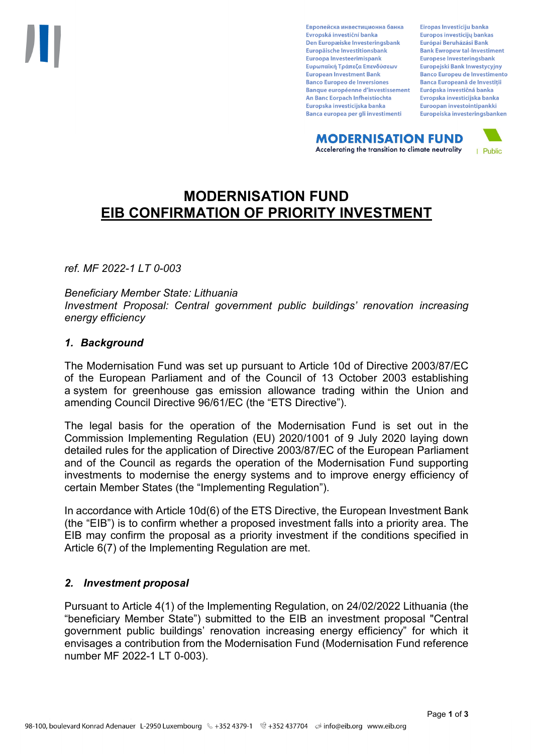Европейска инвестиционна банка
Evropská investiční banka
Den Europæiske Investeringsbank
Europäische Investitionsbank
Euroopa Investeerimispank
Ευρωπαϊκή Τράπεζα Επενδύσεων
European Investment Bank
Banco Europeo de Inversiones
Banque européenne d'investissement
An Banc Eorpach Infheistíochta
Europska investicijska banka
Banca europea per gli investimenti
Eiropas Investīciju banka
Europos investicijų bankas
Európai Beruházási Bank
Bank Ewropew tal-Investiment
Europese Investeringsbank
Europejski Bank Inwestycyjny
Banco Europeu de Investimento
Banca Europeană de Investiții
Európska investičná banka
Evropska investicijska banka
Euroopan investointipankki
Europeiska investeringsbanken

**MODERNISATION FUND**
Accelerating the transition to climate neutrality

Public

# MODERNISATION FUND
# EIB CONFIRMATION OF PRIORITY INVESTMENT

*ref. MF 2022-1 LT 0-003*

*Beneficiary Member State: Lithuania*
*Investment Proposal: Central government public buildings' renovation increasing energy efficiency*

## *1. Background*

The Modernisation Fund was set up pursuant to Article 10d of Directive 2003/87/EC of the European Parliament and of the Council of 13 October 2003 establishing a system for greenhouse gas emission allowance trading within the Union and amending Council Directive 96/61/EC (the "ETS Directive").

The legal basis for the operation of the Modernisation Fund is set out in the Commission Implementing Regulation (EU) 2020/1001 of 9 July 2020 laying down detailed rules for the application of Directive 2003/87/EC of the European Parliament and of the Council as regards the operation of the Modernisation Fund supporting investments to modernise the energy systems and to improve energy efficiency of certain Member States (the "Implementing Regulation").

In accordance with Article 10d(6) of the ETS Directive, the European Investment Bank (the "EIB") is to confirm whether a proposed investment falls into a priority area. The EIB may confirm the proposal as a priority investment if the conditions specified in Article 6(7) of the Implementing Regulation are met.

## *2. Investment proposal*

Pursuant to Article 4(1) of the Implementing Regulation, on 24/02/2022 Lithuania (the "beneficiary Member State") submitted to the EIB an investment proposal "Central government public buildings' renovation increasing energy efficiency" for which it envisages a contribution from the Modernisation Fund (Modernisation Fund reference number MF 2022-1 LT 0-003).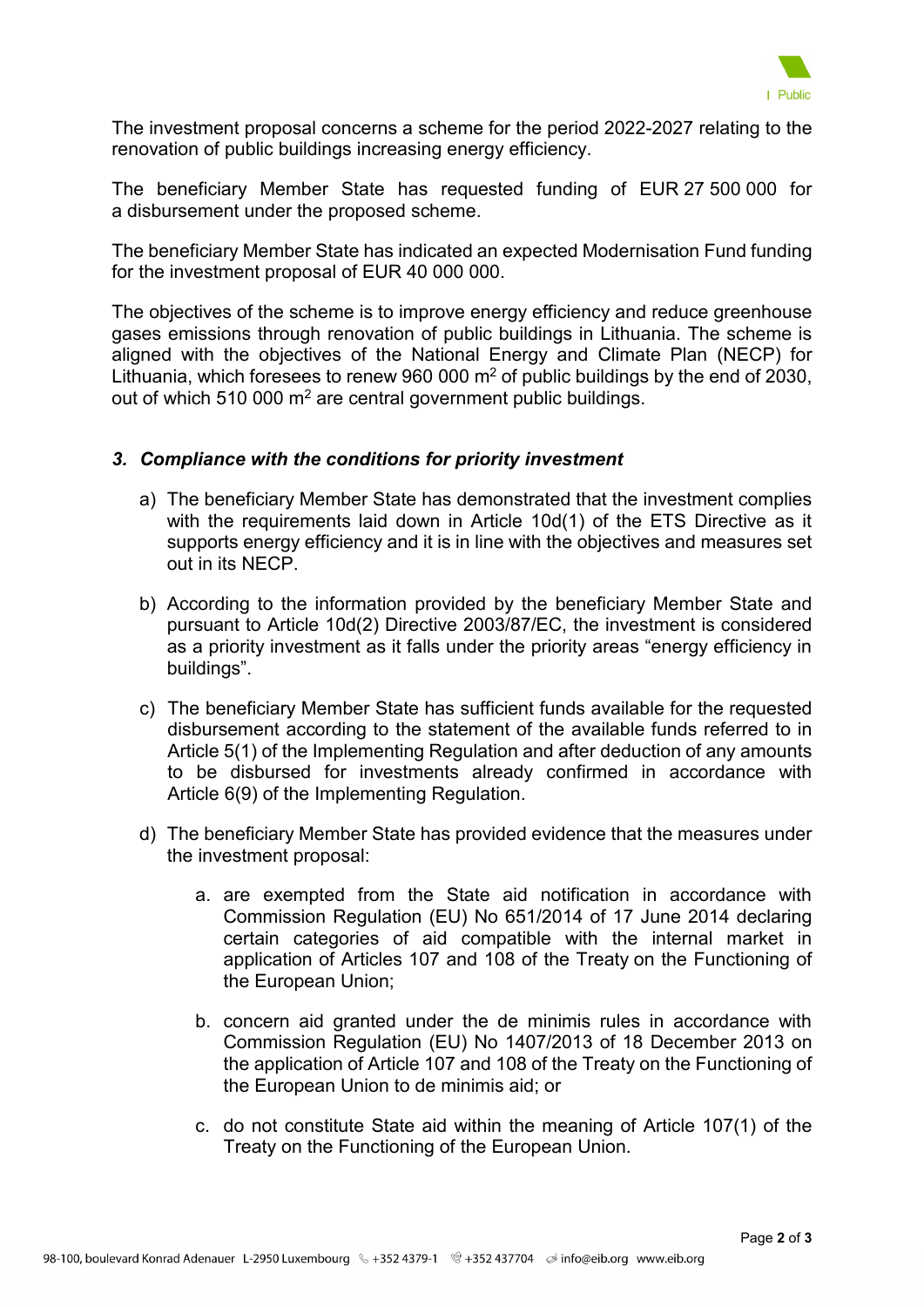The investment proposal concerns a scheme for the period 2022-2027 relating to the renovation of public buildings increasing energy efficiency.

The beneficiary Member State has requested funding of EUR 27 500 000 for a disbursement under the proposed scheme.

The beneficiary Member State has indicated an expected Modernisation Fund funding for the investment proposal of EUR 40 000 000.

The objectives of the scheme is to improve energy efficiency and reduce greenhouse gases emissions through renovation of public buildings in Lithuania. The scheme is aligned with the objectives of the National Energy and Climate Plan (NECP) for Lithuania, which foresees to renew 960 000 $m^2$ of public buildings by the end of 2030, out of which 510 000 $m^2$ are central government public buildings.

### *3. Compliance with the conditions for priority investment*

a) The beneficiary Member State has demonstrated that the investment complies with the requirements laid down in Article 10d(1) of the ETS Directive as it supports energy efficiency and it is in line with the objectives and measures set out in its NECP.

b) According to the information provided by the beneficiary Member State and pursuant to Article 10d(2) Directive 2003/87/EC, the investment is considered as a priority investment as it falls under the priority areas "energy efficiency in buildings".

c) The beneficiary Member State has sufficient funds available for the requested disbursement according to the statement of the available funds referred to in Article 5(1) of the Implementing Regulation and after deduction of any amounts to be disbursed for investments already confirmed in accordance with Article 6(9) of the Implementing Regulation.

d) The beneficiary Member State has provided evidence that the measures under the investment proposal:

   a. are exempted from the State aid notification in accordance with Commission Regulation (EU) No 651/2014 of 17 June 2014 declaring certain categories of aid compatible with the internal market in application of Articles 107 and 108 of the Treaty on the Functioning of the European Union;

   b. concern aid granted under the de minimis rules in accordance with Commission Regulation (EU) No 1407/2013 of 18 December 2013 on the application of Article 107 and 108 of the Treaty on the Functioning of the European Union to de minimis aid; or

   c. do not constitute State aid within the meaning of Article 107(1) of the Treaty on the Functioning of the European Union.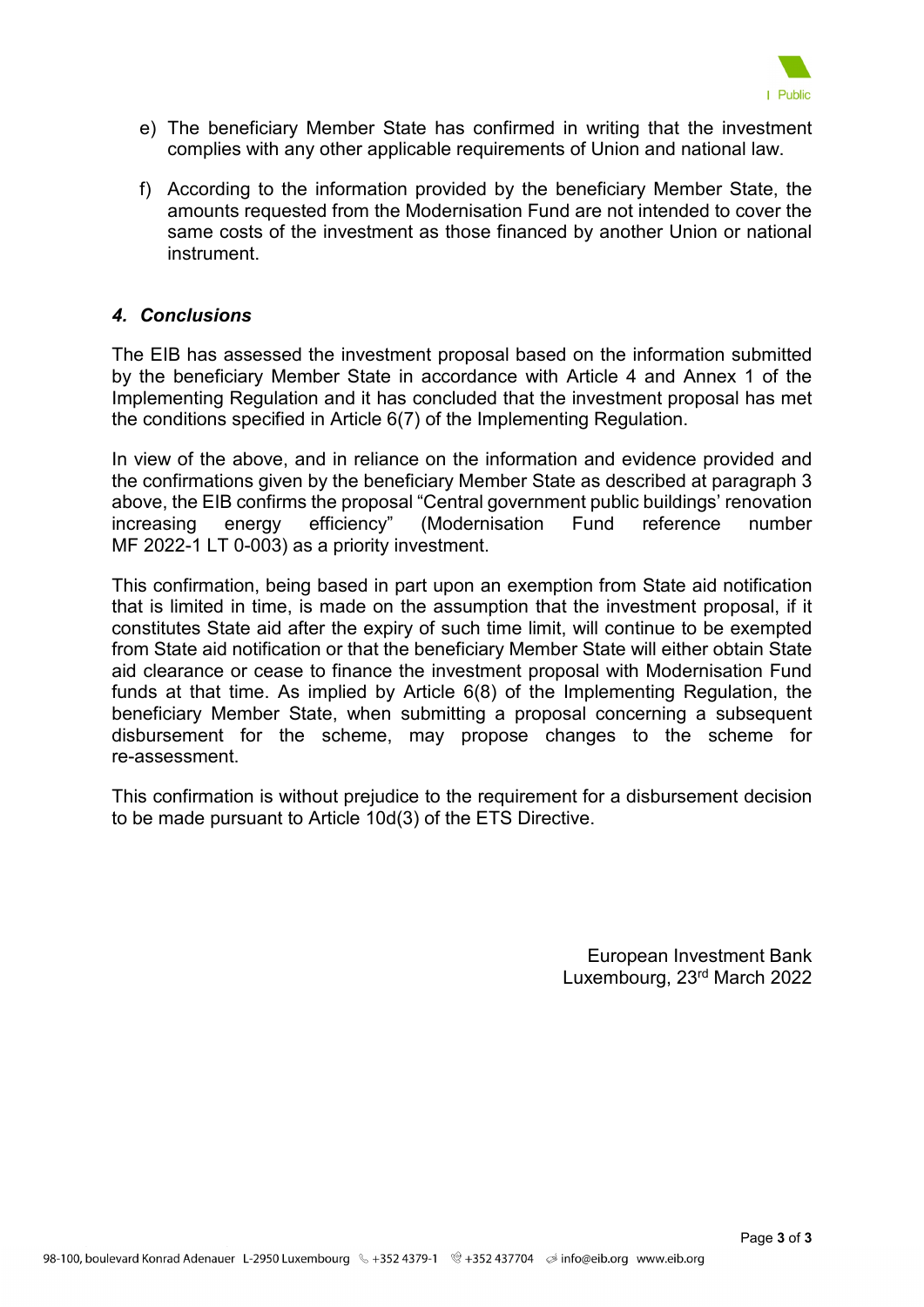e) The beneficiary Member State has confirmed in writing that the investment complies with any other applicable requirements of Union and national law.

f) According to the information provided by the beneficiary Member State, the amounts requested from the Modernisation Fund are not intended to cover the same costs of the investment as those financed by another Union or national instrument.

### *4. Conclusions*

The EIB has assessed the investment proposal based on the information submitted by the beneficiary Member State in accordance with Article 4 and Annex 1 of the Implementing Regulation and it has concluded that the investment proposal has met the conditions specified in Article 6(7) of the Implementing Regulation.

In view of the above, and in reliance on the information and evidence provided and the confirmations given by the beneficiary Member State as described at paragraph 3 above, the EIB confirms the proposal "Central government public buildings' renovation increasing energy efficiency" (Modernisation Fund reference number MF 2022-1 LT 0-003) as a priority investment.

This confirmation, being based in part upon an exemption from State aid notification that is limited in time, is made on the assumption that the investment proposal, if it constitutes State aid after the expiry of such time limit, will continue to be exempted from State aid notification or that the beneficiary Member State will either obtain State aid clearance or cease to finance the investment proposal with Modernisation Fund funds at that time. As implied by Article 6(8) of the Implementing Regulation, the beneficiary Member State, when submitting a proposal concerning a subsequent disbursement for the scheme, may propose changes to the scheme for re-assessment.

This confirmation is without prejudice to the requirement for a disbursement decision to be made pursuant to Article 10d(3) of the ETS Directive.

European Investment Bank
Luxembourg, 23rd March 2022